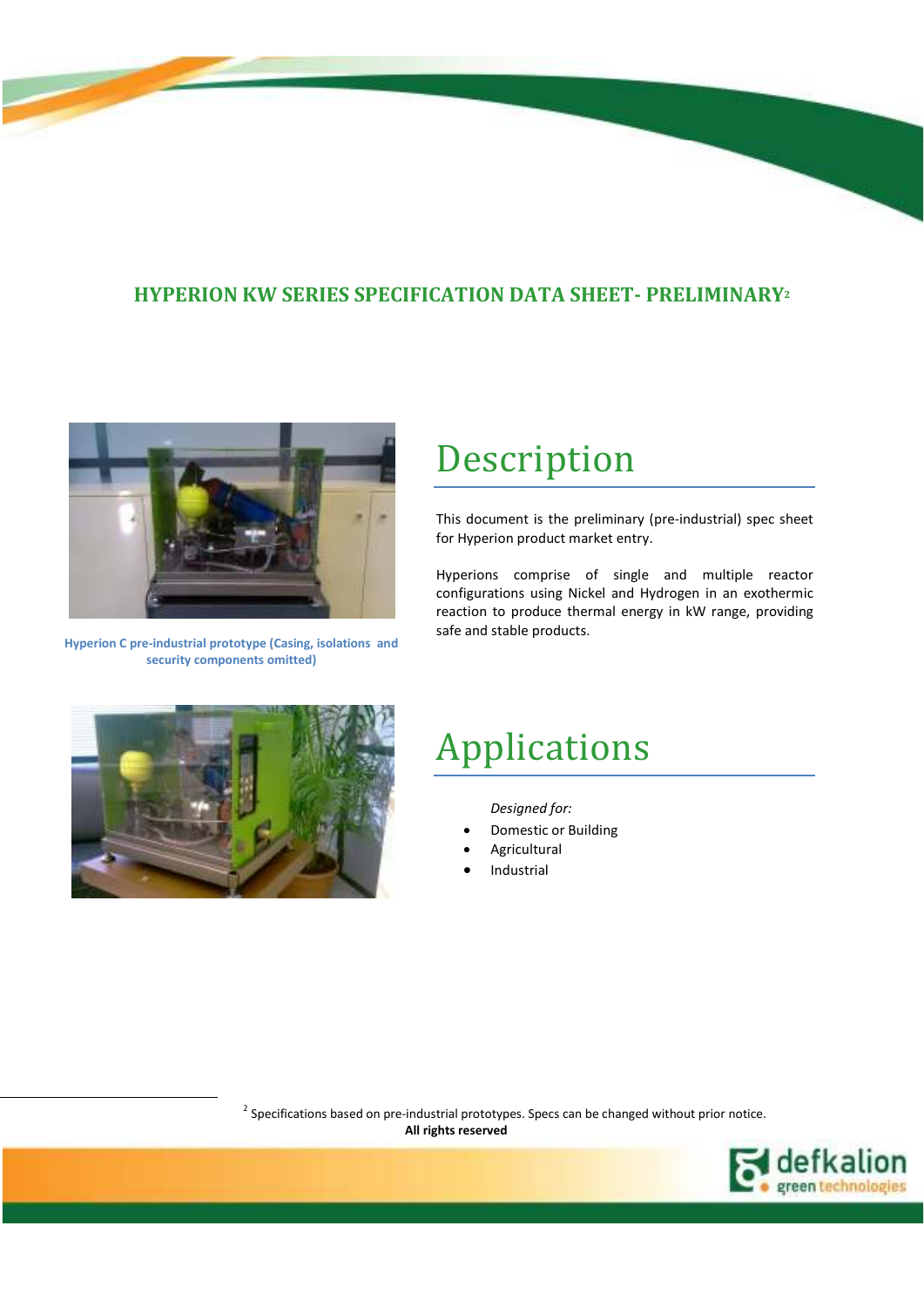# HYPERION KW SERIES SPECIFICATION DATA SHEET- PRELIMINARY[2]

Hyperion C pre-industrial prototype (Casing, isolations and security components omitted)

## Description

This document is the preliminary (pre-industrial) spec sheet for Hyperion product market entry.

Hyperions comprise of single and multiple reactor configurations using Nickel and Hydrogen in an exothermic reaction to produce thermal energy in kW range, providing safe and stable products.

## Applications

*Designed for:*

- Domestic or Building
- Agricultural
- Industrial

[2] Specifications based on pre-industrial prototypes. Specs can be changed without prior notice.

**All rights reserved**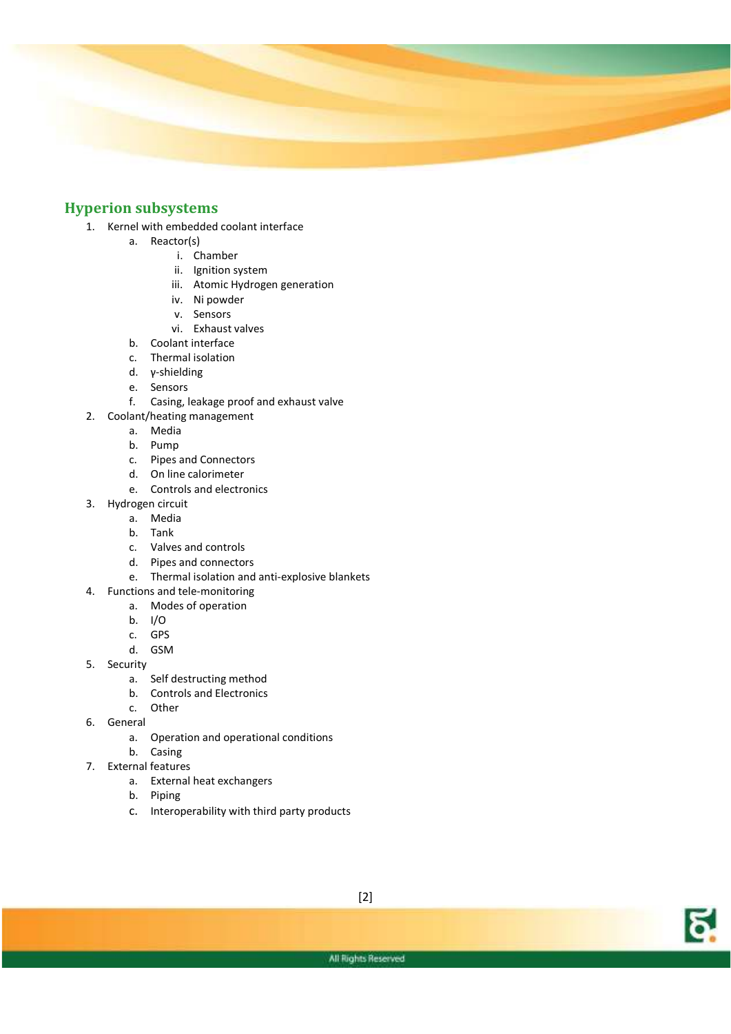## Hyperion subsystems

1. Kernel with embedded coolant interface
    a. Reactor(s)
        i. Chamber
        ii. Ignition system
        iii. Atomic Hydrogen generation
        iv. Ni powder
        v. Sensors
        vi. Exhaust valves
    b. Coolant interface
    c. Thermal isolation
    d. γ-shielding
    e. Sensors
    f. Casing, leakage proof and exhaust valve
2. Coolant/heating management
    a. Media
    b. Pump
    c. Pipes and Connectors
    d. On line calorimeter
    e. Controls and electronics
3. Hydrogen circuit
    a. Media
    b. Tank
    c. Valves and controls
    d. Pipes and connectors
    e. Thermal isolation and anti-explosive blankets
4. Functions and tele-monitoring
    a. Modes of operation
    b. I/O
    c. GPS
    d. GSM
5. Security
    a. Self destructing method
    b. Controls and Electronics
    c. Other
6. General
    a. Operation and operational conditions
    b. Casing
7. External features
    a. External heat exchangers
    b. Piping
    c. Interoperability with third party products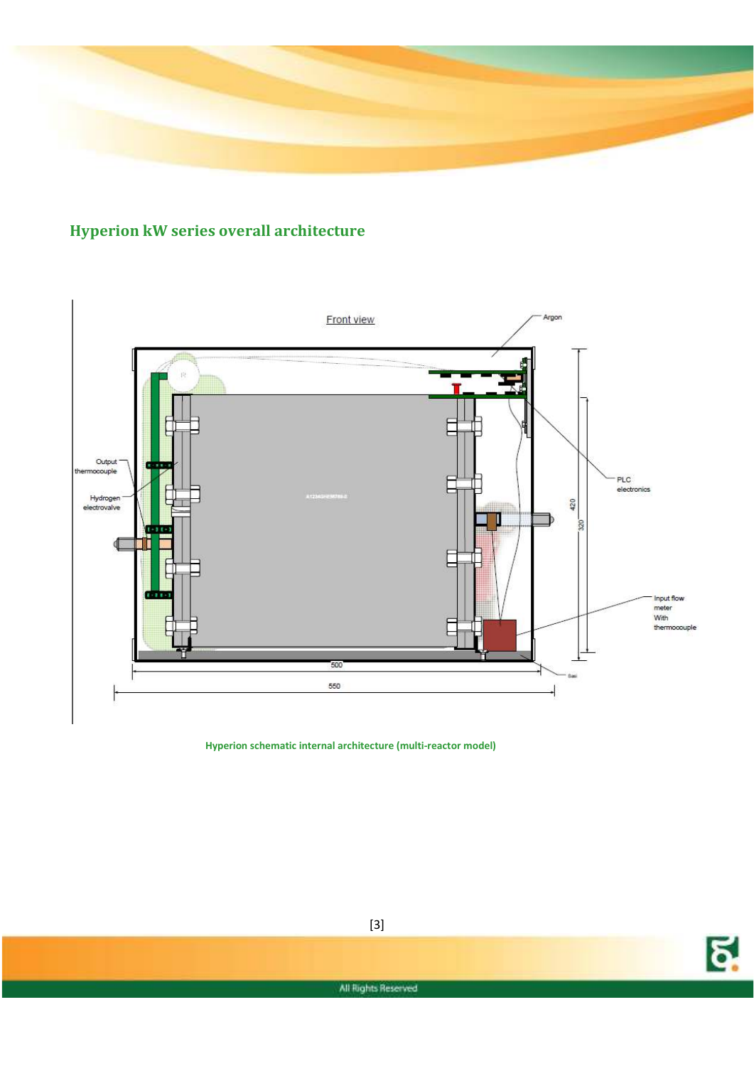## Hyperion kW series overall architecture

Front view

Argon

Output thermocouple

Hydrogen electrovalve

PLC electronics

Input flow meter With thermocouple

420

320

500

550

Hyperion schematic internal architecture (multi-reactor model)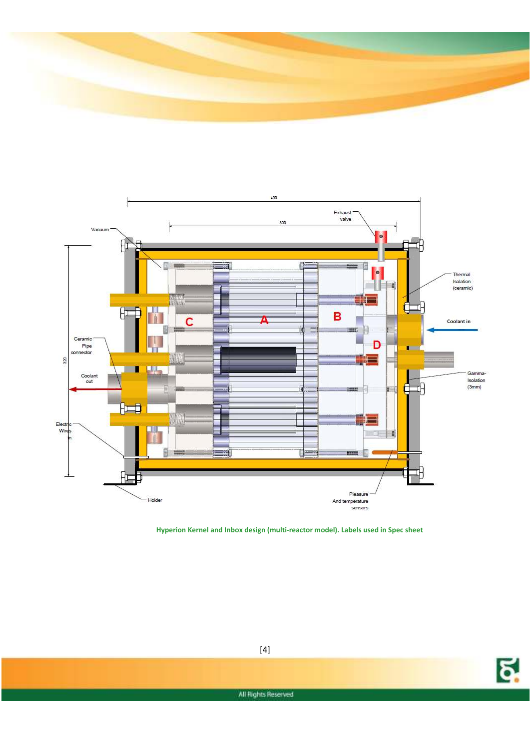400

300

Exhaust valve

Vacuum

Thermal Isolation (ceramic)

C

A

B

Coolant in

D

Ceramic Pipe connector

320

Coolant out

Gamma-Isolation (3mm)

Electric Wires in

Holder

Pleasure And temperature sensors

Hyperion Kernel and Inbox design (multi-reactor model). Labels used in Spec sheet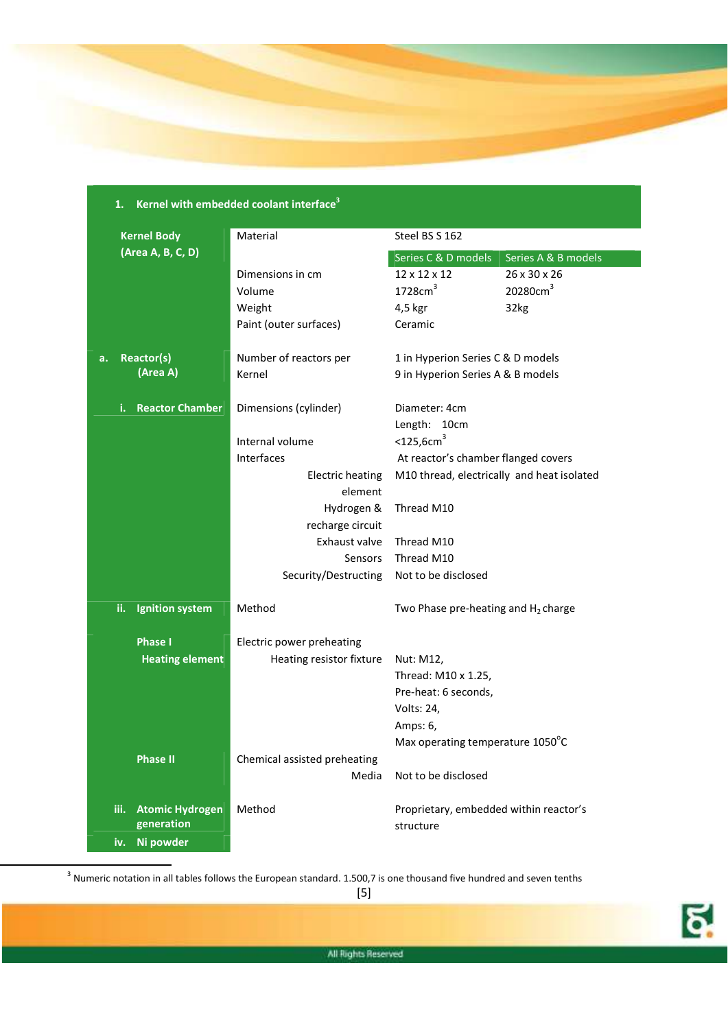| 1. Kernel with embedded coolant interface[3] | | | |
|---|---|---|---|
| **Kernel Body (Area A, B, C, D)** | Material | Steel BS S 162 | |
| | | Series C & D models | Series A & B models |
| | Dimensions in cm | 12 x 12 x 12 | 26 x 30 x 26 |
| | Volume | 1728cm$^3$ | 20280cm$^3$ |
| | Weight | 4,5 kgr | 32kg |
| | Paint (outer surfaces) | Ceramic | |
| **a. Reactor(s) (Area A)** | Number of reactors per Kernel | 1 in Hyperion Series C & D models<br>9 in Hyperion Series A & B models | |
| **i. Reactor Chamber** | Dimensions (cylinder) | Diameter: 4cm<br>Length: 10cm | |
| | Internal volume | <125,6cm$^3$ | |
| | Interfaces | At reactor's chamber flanged covers | |
| | Electric heating element | M10 thread, electrically and heat isolated | |
| | Hydrogen & recharge circuit | Thread M10 | |
| | Exhaust valve | Thread M10 | |
| | Sensors | Thread M10 | |
| | Security/Destructing | Not to be disclosed | |
| **ii. Ignition system** | Method | Two Phase pre-heating and $H_2$ charge | |
| **Phase I Heating element** | Electric power preheating | | |
| | Heating resistor fixture | Nut: M12,<br>Thread: M10 x 1.25,<br>Pre-heat: 6 seconds,<br>Volts: 24,<br>Amps: 6,<br>Max operating temperature 1050$^{o}$C | |
| **Phase II** | Chemical assisted preheating | | |
| | Media | Not to be disclosed | |
| **iii. Atomic Hydrogen generation** | Method | Proprietary, embedded within reactor's structure | |
| **iv. Ni powder** | | | |

[3] Numeric notation in all tables follows the European standard. 1.500,7 is one thousand five hundred and seven tenths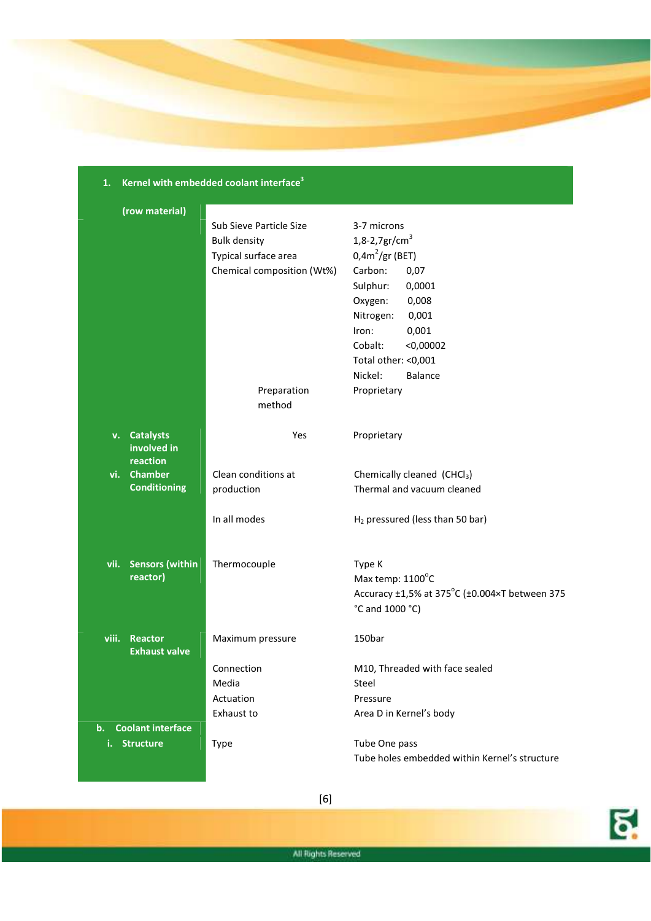| **1. Kernel with embedded coolant interface**[3] | | |
|---|---|---|
| **(row material)** | Sub Sieve Particle Size | 3-7 microns |
| | Bulk density | 1,8-2,7gr/$cm^3$ |
| | Typical surface area | 0,4$m^2$/gr (BET) |
| | Chemical composition (Wt%) | Carbon: 0,07<br>Sulphur: 0,0001<br>Oxygen: 0,008<br>Nitrogen: 0,001<br>Iron: 0,001<br>Cobalt: <0,00002<br>Total other: <0,001<br>Nickel: Balance |
| | Preparation method | Proprietary |
| **v. Catalysts involved in reaction** | Yes | Proprietary |
| **vi. Chamber Conditioning** | Clean conditions at production | Chemically cleaned ($CHCl_3$)<br>Thermal and vacuum cleaned |
| | In all modes | $H_2$ pressured (less than 50 bar) |
| **vii. Sensors (within reactor)** | Thermocouple | Type K<br>Max temp: 1100°C<br>Accuracy ±1,5% at 375°C (±0.004×T between 375 °C and 1000 °C) |
| **viii. Reactor Exhaust valve** | Maximum pressure | 150bar |
| | Connection | M10, Threaded with face sealed |
| | Media | Steel |
| | Actuation | Pressure |
| | Exhaust to | Area D in Kernel's body |
| **b. Coolant interface**<br>**i. Structure** | Type | Tube One pass<br>Tube holes embedded within Kernel's structure |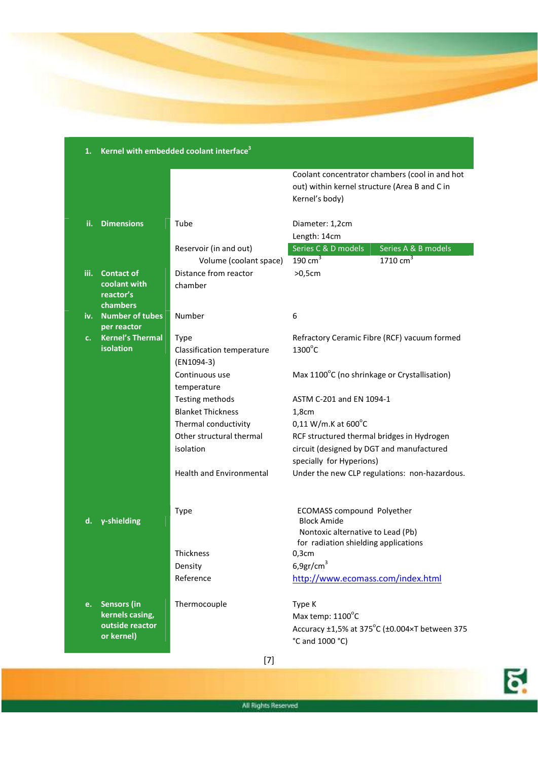| 1. Kernel with embedded coolant interface[3] | | | |
|---|---|---|---|
| | | Coolant concentrator chambers (cool in and hot out) within kernel structure (Area B and C in Kernel's body) | |
| ii. Dimensions | Tube | Diameter: 1,2cm<br>Length: 14cm | |
| | Reservoir (in and out) | Series C & D models | Series A & B models |
| | Volume (coolant space) | 190 $cm^3$ | 1710 $cm^3$ |
| iii. Contact of coolant with reactor's chambers | Distance from reactor chamber | >0,5cm | |
| iv. Number of tubes per reactor | Number | 6 | |
| c. Kernel's Thermal isolation | Type | Refractory Ceramic Fibre (RCF) vacuum formed | |
| | Classification temperature (EN1094-3) | 1300°C | |
| | Continuous use temperature | Max 1100°C (no shrinkage or Crystallisation) | |
| | Testing methods | ASTM C-201 and EN 1094-1 | |
| | Blanket Thickness | 1,8cm | |
| | Thermal conductivity | 0,11 W/m.K at 600°C | |
| | Other structural thermal isolation | RCF structured thermal bridges in Hydrogen circuit (designed by DGT and manufactured specially for Hyperions) | |
| | Health and Environmental | Under the new CLP regulations: non-hazardous. | |
| d. γ-shielding | Type | ECOMASS compound Polyether Block Amide<br>Nontoxic alternative to Lead (Pb) for radiation shielding applications | |
| | Thickness | 0,3cm | |
| | Density | 6,9gr/$cm^3$ | |
| | Reference | http://www.ecomass.com/index.html | |
| e. Sensors (in kernels casing, outside reactor or kernel) | Thermocouple | Type K<br>Max temp: 1100°C<br>Accuracy ±1,5% at 375°C (±0.004×T between 375 °C and 1000 °C) | |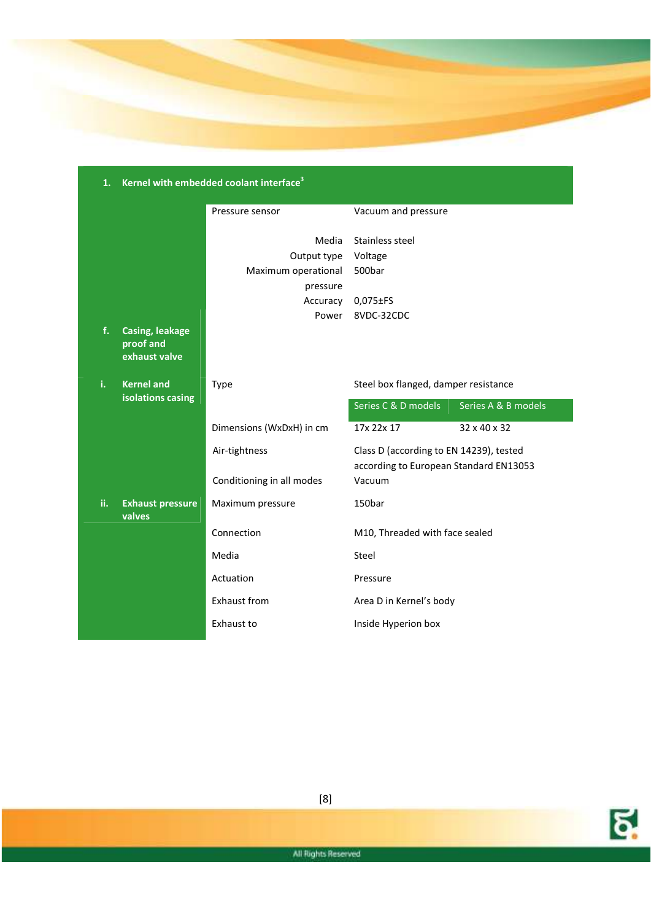| 1. Kernel with embedded coolant interface[3] | | | |
|---|---|---|---|
| | Pressure sensor | Vacuum and pressure | |
| | Media | Stainless steel | |
| | Output type | Voltage | |
| | Maximum operational pressure | 500bar | |
| | Accuracy | 0,075±FS | |
| | Power | 8VDC-32CDC | |
| f. Casing, leakage proof and exhaust valve | | | |
| i. Kernel and isolations casing | Type | Steel box flanged, damper resistance | |
| | | Series C & D models | Series A & B models |
| | Dimensions (WxDxH) in cm | 17x 22x 17 | 32 x 40 x 32 |
| | Air-tightness | Class D (according to EN 14239), tested according to European Standard EN13053 | |
| | Conditioning in all modes | Vacuum | |
| ii. Exhaust pressure valves | Maximum pressure | 150bar | |
| | Connection | M10, Threaded with face sealed | |
| | Media | Steel | |
| | Actuation | Pressure | |
| | Exhaust from | Area D in Kernel's body | |
| | Exhaust to | Inside Hyperion box | |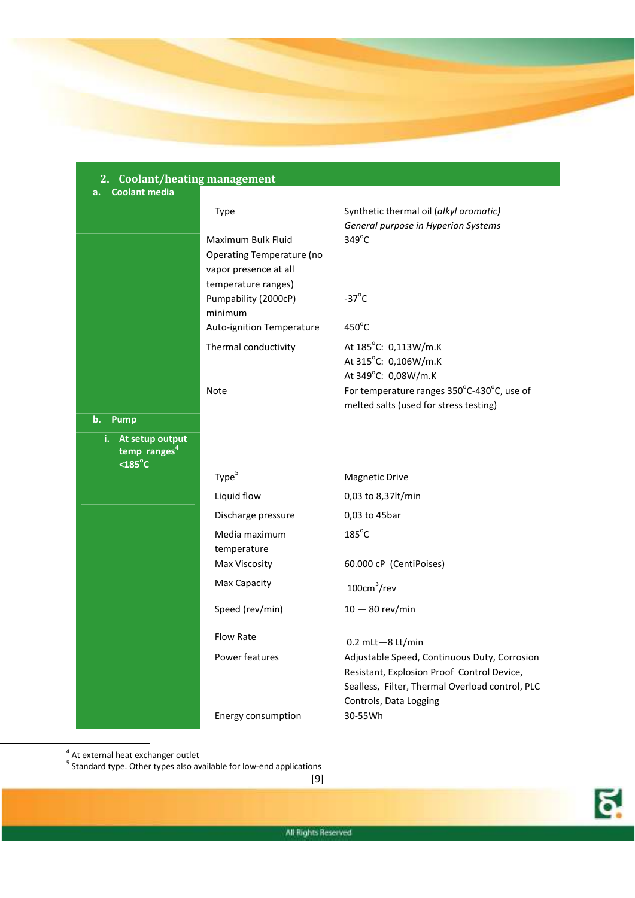## 2. Coolant/heating management

### a. Coolant media

| | | |
|---|---|---|
| | Type | Synthetic thermal oil (*alkyl aromatic*) *General purpose in Hyperion Systems* |
| | Maximum Bulk Fluid Operating Temperature (no vapor presence at all temperature ranges) | 349°C |
| | Pumpability (2000cP) minimum | -37°C |
| | Auto-ignition Temperature | 450°C |
| | Thermal conductivity | At 185°C: 0,113W/m.K<br>At 315°C: 0,106W/m.K<br>At 349°C: 0,08W/m.K |
| | Note | For temperature ranges 350°C-430°C, use of melted salts (used for stress testing) |

### b. Pump

#### i. At setup output temp ranges[4] <185°C

| | | |
|---|---|---|
| | Type[5] | Magnetic Drive |
| | Liquid flow | 0,03 to 8,37lt/min |
| | Discharge pressure | 0,03 to 45bar |
| | Media maximum temperature | 185°C |
| | Max Viscosity | 60.000 cP (CentiPoises) |
| | Max Capacity | $100cm^3/rev$ |
| | Speed (rev/min) | 10 — 80 rev/min |
| | Flow Rate | 0.2 mLt—8 Lt/min |
| | Power features | Adjustable Speed, Continuous Duty, Corrosion Resistant, Explosion Proof Control Device, Sealless, Filter, Thermal Overload control, PLC Controls, Data Logging |
| | Energy consumption | 30-55Wh |

[4] At external heat exchanger outlet

[5] Standard type. Other types also available for low-end applications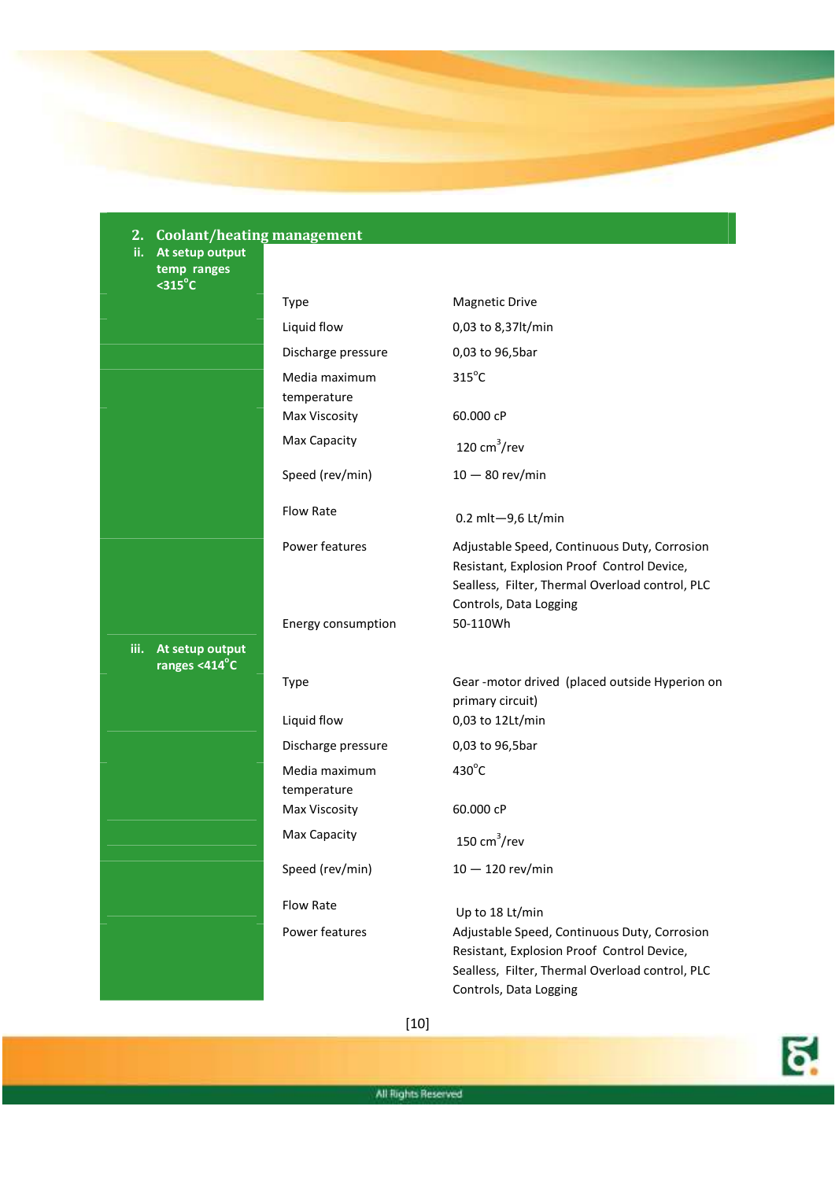## 2. Coolant/heating management

### ii. At setup output temp ranges <315°C

| | |
|---|---|
| Type | Magnetic Drive |
| Liquid flow | 0,03 to 8,37lt/min |
| Discharge pressure | 0,03 to 96,5bar |
| Media maximum temperature | 315°C |
| Max Viscosity | 60.000 cP |
| Max Capacity | 120 $cm^3$/rev |
| Speed (rev/min) | 10 — 80 rev/min |
| Flow Rate | 0.2 mlt—9,6 Lt/min |
| Power features | Adjustable Speed, Continuous Duty, Corrosion Resistant, Explosion Proof Control Device, Sealless, Filter, Thermal Overload control, PLC Controls, Data Logging |
| Energy consumption | 50-110Wh |

### iii. At setup output ranges <414°C

| | |
|---|---|
| Type | Gear -motor drived (placed outside Hyperion on primary circuit) |
| Liquid flow | 0,03 to 12Lt/min |
| Discharge pressure | 0,03 to 96,5bar |
| Media maximum temperature | 430°C |
| Max Viscosity | 60.000 cP |
| Max Capacity | 150 $cm^3$/rev |
| Speed (rev/min) | 10 — 120 rev/min |
| Flow Rate | Up to 18 Lt/min |
| Power features | Adjustable Speed, Continuous Duty, Corrosion Resistant, Explosion Proof Control Device, Sealless, Filter, Thermal Overload control, PLC Controls, Data Logging |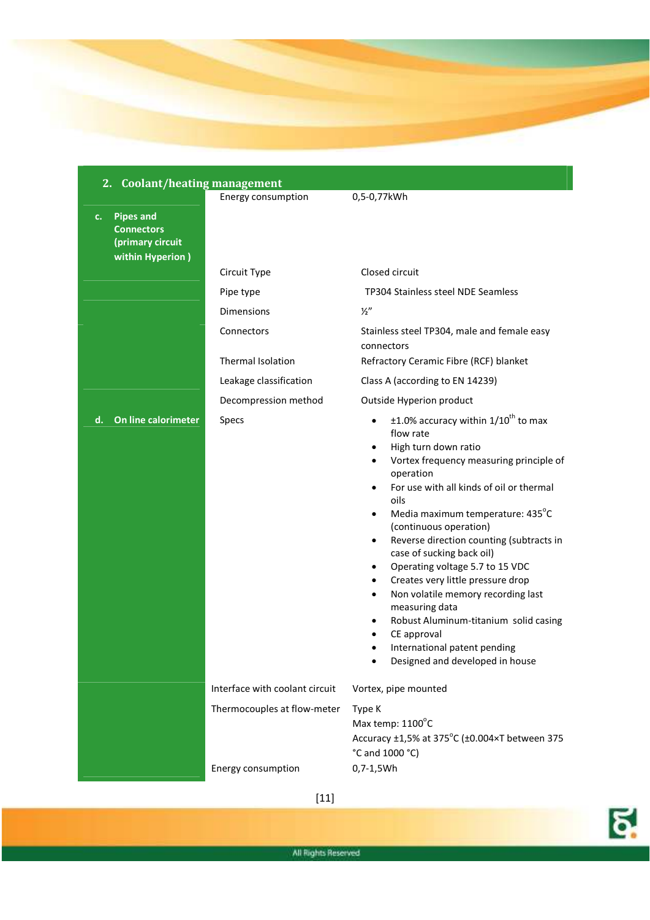## 2. Coolant/heating management

| | | |
|---|---|---|
| | Energy consumption | 0,5-0,77kWh |
| **c. Pipes and Connectors (primary circuit within Hyperion )** | | |
| | Circuit Type | Closed circuit |
| | Pipe type | TP304 Stainless steel NDE Seamless |
| | Dimensions | ½" |
| | Connectors | Stainless steel TP304, male and female easy connectors |
| | Thermal Isolation | Refractory Ceramic Fibre (RCF) blanket |
| | Leakage classification | Class A (according to EN 14239) |
| | Decompression method | Outside Hyperion product |
| **d. On line calorimeter** | Specs | • ±1.0% accuracy within 1/10th to max flow rate<br>• High turn down ratio<br>• Vortex frequency measuring principle of operation<br>• For use with all kinds of oil or thermal oils<br>• Media maximum temperature: 435°C (continuous operation)<br>• Reverse direction counting (subtracts in case of sucking back oil)<br>• Operating voltage 5.7 to 15 VDC<br>• Creates very little pressure drop<br>• Non volatile memory recording last measuring data<br>• Robust Aluminum-titanium solid casing<br>• CE approval<br>• International patent pending<br>• Designed and developed in house |
| | Interface with coolant circuit | Vortex, pipe mounted |
| | Thermocouples at flow-meter | Type K<br>Max temp: 1100°C<br>Accuracy ±1,5% at 375°C (±0.004×T between 375 °C and 1000 °C) |
| | Energy consumption | 0,7-1,5Wh |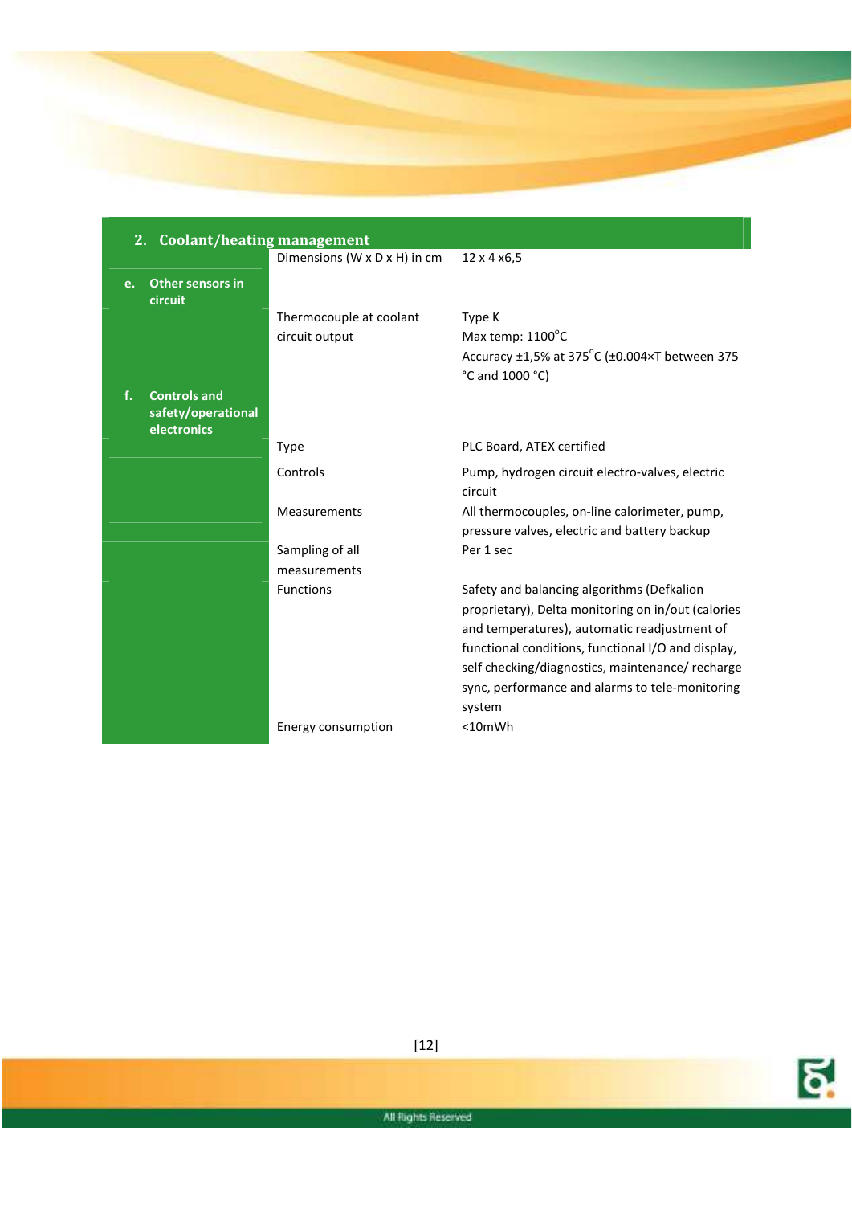## 2. Coolant/heating management

| | | |
|---|---|---|
| | Dimensions (W x D x H) in cm | 12 x 4 x6,5 |
| **e. Other sensors in circuit** | | |
| | Thermocouple at coolant circuit output | Type K<br>Max temp: 1100°C<br>Accuracy ±1,5% at 375°C (±0.004×T between 375 °C and 1000 °C) |
| **f. Controls and safety/operational electronics** | | |
| | Type | PLC Board, ATEX certified |
| | Controls | Pump, hydrogen circuit electro-valves, electric circuit |
| | Measurements | All thermocouples, on-line calorimeter, pump, pressure valves, electric and battery backup |
| | Sampling of all measurements | Per 1 sec |
| | Functions | Safety and balancing algorithms (Defkalion proprietary), Delta monitoring on in/out (calories and temperatures), automatic readjustment of functional conditions, functional I/O and display, self checking/diagnostics, maintenance/ recharge sync, performance and alarms to tele-monitoring system |
| | Energy consumption | <10mWh |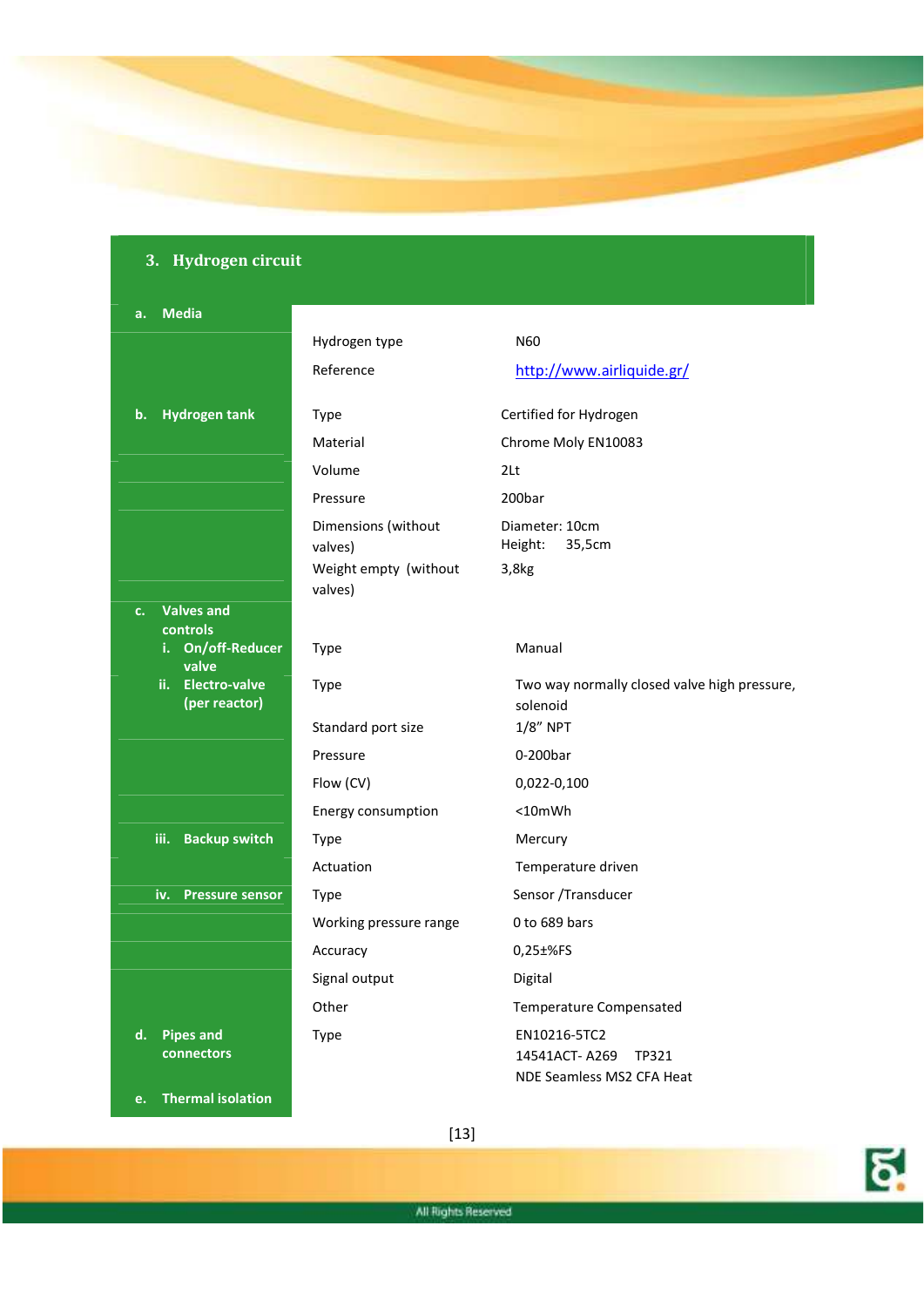## 3. Hydrogen circuit

| | | |
|---|---|---|
| **a. Media** | Hydrogen type | N60 |
| | Reference | http://www.airliquide.gr/ |
| **b. Hydrogen tank** | Type | Certified for Hydrogen |
| | Material | Chrome Moly EN10083 |
| | Volume | 2Lt |
| | Pressure | 200bar |
| | Dimensions (without valves) | Diameter: 10cm<br>Height: 35,5cm |
| | Weight empty (without valves) | 3,8kg |
| **c. Valves and controls** | | |
| **i. On/off-Reducer valve** | Type | Manual |
| **ii. Electro-valve (per reactor)** | Type | Two way normally closed valve high pressure, solenoid |
| | Standard port size | 1/8" NPT |
| | Pressure | 0-200bar |
| | Flow (CV) | 0,022-0,100 |
| | Energy consumption | <10mWh |
| **iii. Backup switch** | Type | Mercury |
| | Actuation | Temperature driven |
| **iv. Pressure sensor** | Type | Sensor /Transducer |
| | Working pressure range | 0 to 689 bars |
| | Accuracy | 0,25±%FS |
| | Signal output | Digital |
| | Other | Temperature Compensated |
| **d. Pipes and connectors** | Type | EN10216-5TC2<br>14541ACT- A269 TP321<br>NDE Seamless MS2 CFA Heat |
| **e. Thermal isolation** | | |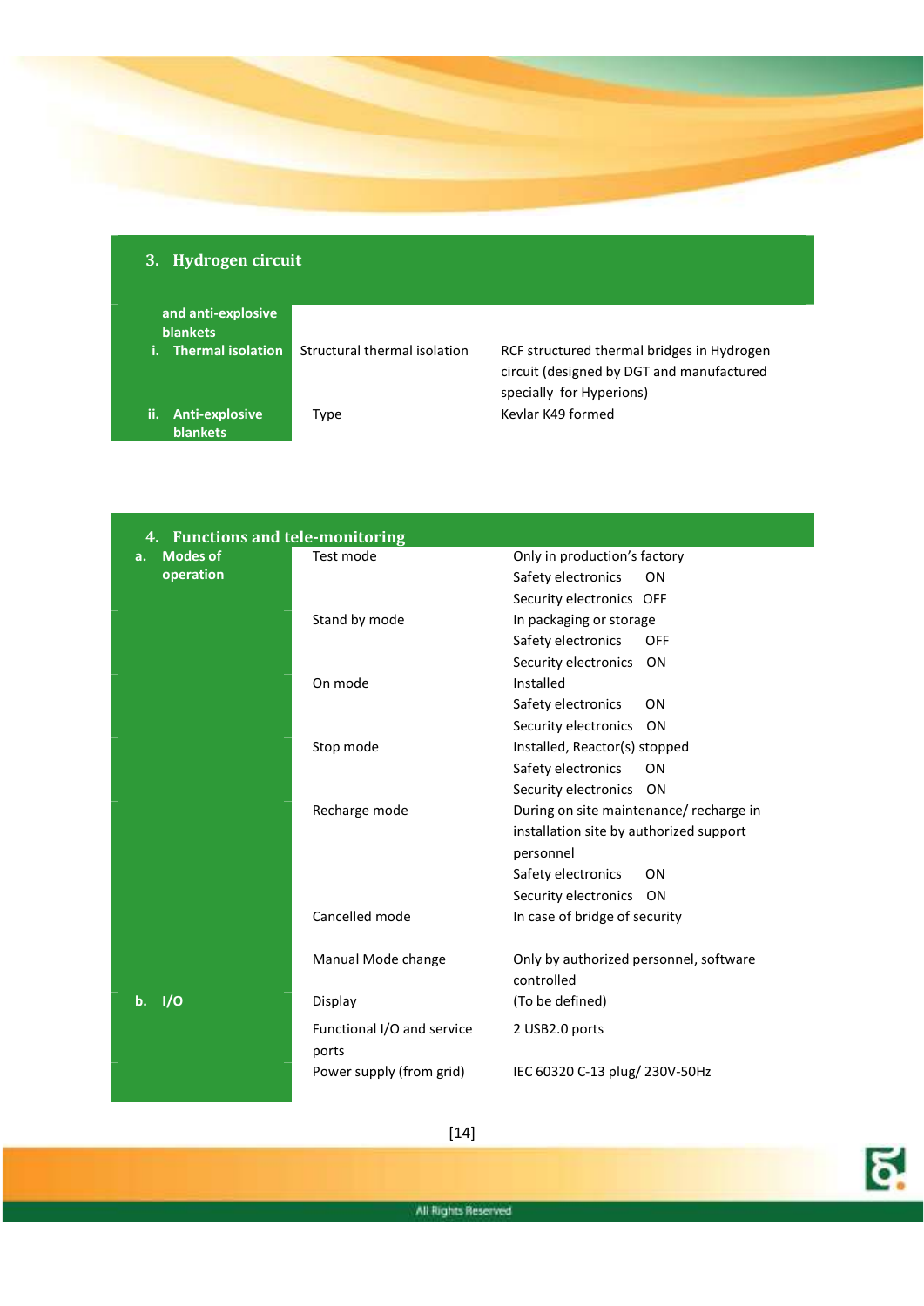## 3. Hydrogen circuit

| and anti-explosive blankets | | |
|---|---|---|
| i. Thermal isolation | Structural thermal isolation | RCF structured thermal bridges in Hydrogen circuit (designed by DGT and manufactured specially for Hyperions) |
| ii. Anti-explosive blankets | Type | Kevlar K49 formed |

## 4. Functions and tele-monitoring

| | | |
|---|---|---|
| a. Modes of operation | Test mode | Only in production's factory<br>Safety electronics ON<br>Security electronics OFF |
| | Stand by mode | In packaging or storage<br>Safety electronics OFF<br>Security electronics ON |
| | On mode | Installed<br>Safety electronics ON<br>Security electronics ON |
| | Stop mode | Installed, Reactor(s) stopped<br>Safety electronics ON<br>Security electronics ON |
| | Recharge mode | During on site maintenance/ recharge in installation site by authorized support personnel<br>Safety electronics ON<br>Security electronics ON |
| | Cancelled mode | In case of bridge of security |
| | Manual Mode change | Only by authorized personnel, software controlled |
| b. I/O | Display | (To be defined) |
| | Functional I/O and service ports | 2 USB2.0 ports |
| | Power supply (from grid) | IEC 60320 C-13 plug/ 230V-50Hz |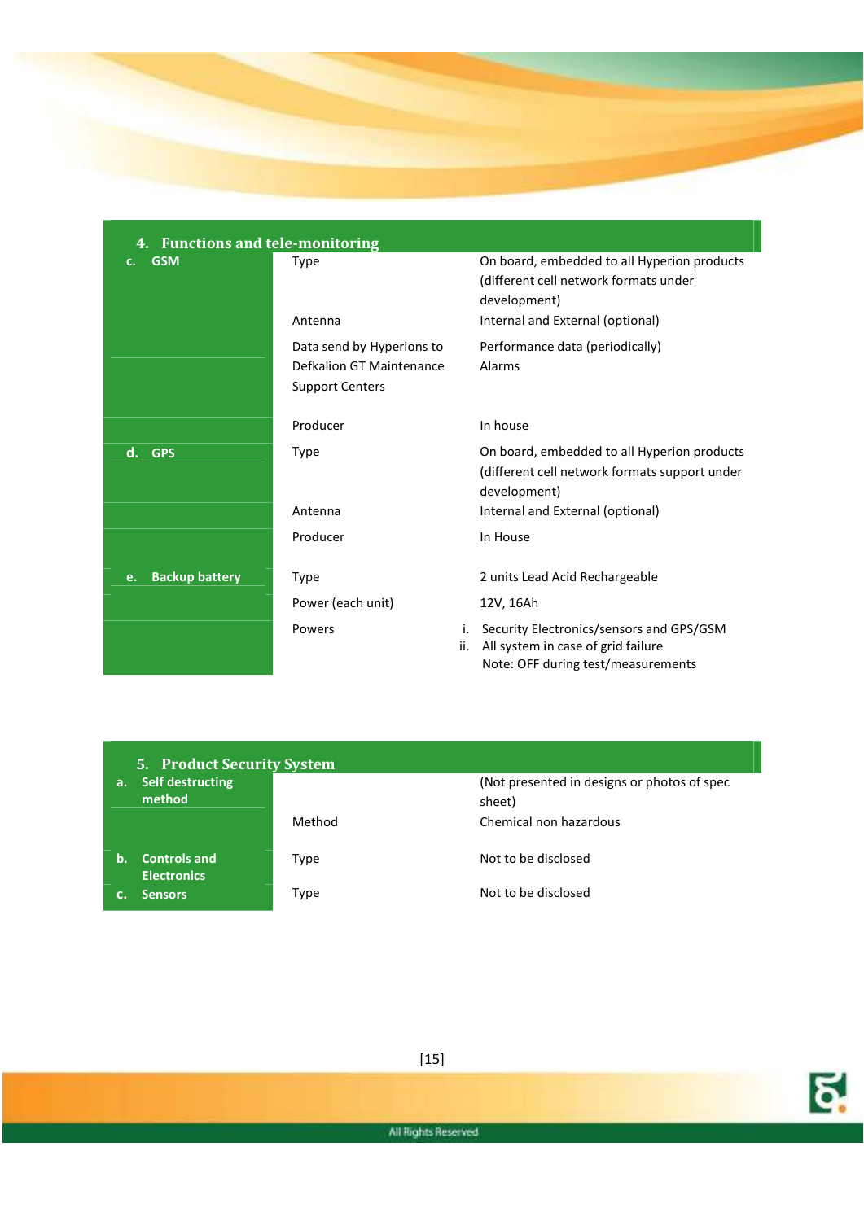## 4. Functions and tele-monitoring

| | | |
|---|---|---|
| **c. GSM** | Type | On board, embedded to all Hyperion products (different cell network formats under development) |
| | Antenna | Internal and External (optional) |
| | Data send by Hyperions to Defkalion GT Maintenance Support Centers | Performance data (periodically)<br>Alarms |
| | Producer | In house |
| **d. GPS** | Type | On board, embedded to all Hyperion products (different cell network formats support under development) |
| | Antenna | Internal and External (optional) |
| | Producer | In House |
| **e. Backup battery** | Type | 2 units Lead Acid Rechargeable |
| | Power (each unit) | 12V, 16Ah |
| | Powers | i. Security Electronics/sensors and GPS/GSM<br>ii. All system in case of grid failure<br>Note: OFF during test/measurements |

## 5. Product Security System

| | | |
|---|---|---|
| **a. Self destructing method** | | (Not presented in designs or photos of spec sheet) |
| | Method | Chemical non hazardous |
| **b. Controls and Electronics** | Type | Not to be disclosed |
| **c. Sensors** | Type | Not to be disclosed |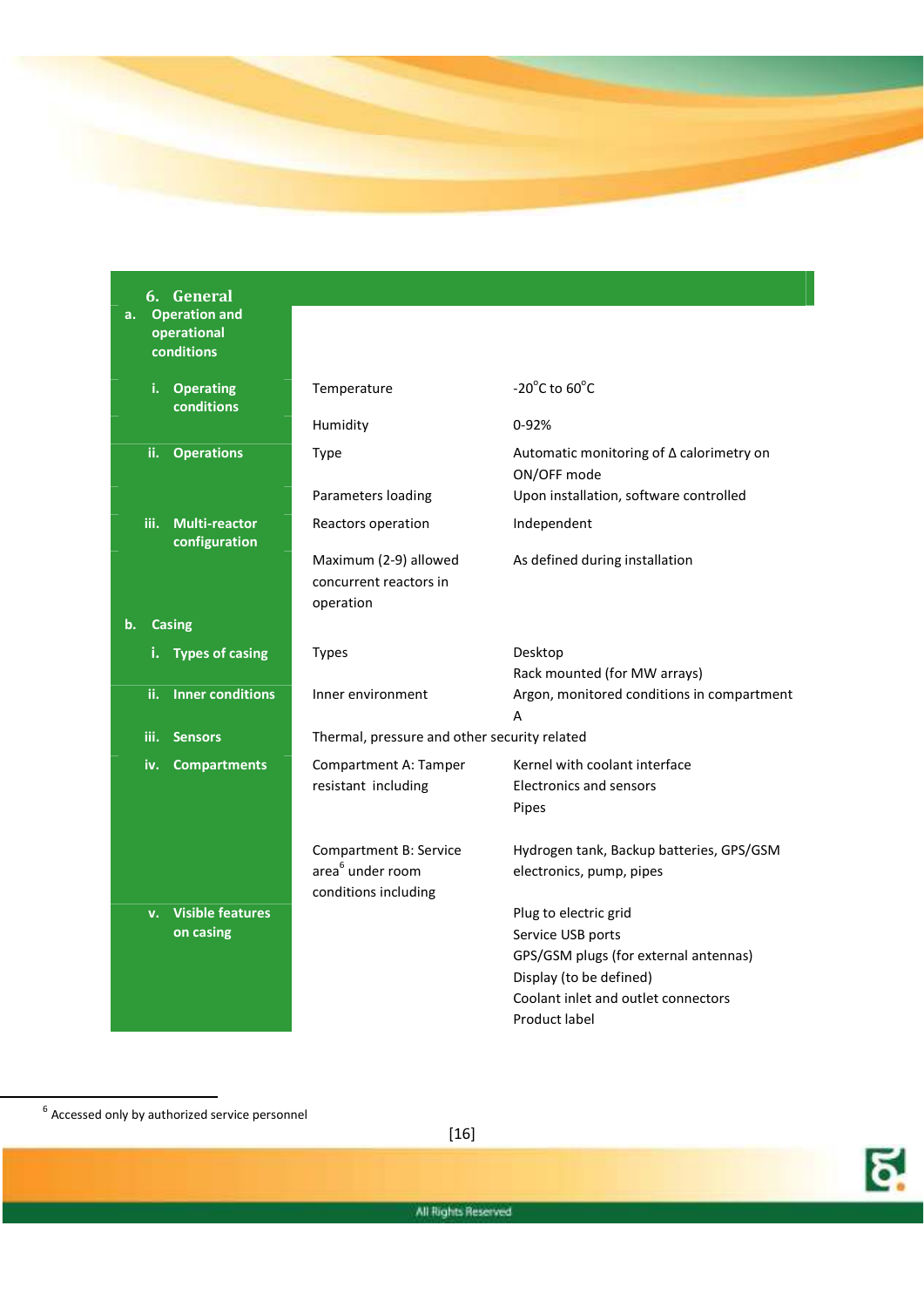## 6. General

| | | |
|---|---|---|
| **a. Operation and operational conditions** | | |
| **i. Operating conditions** | Temperature | -20°C to 60°C |
| | Humidity | 0-92% |
| **ii. Operations** | Type | Automatic monitoring of Δ calorimetry on ON/OFF mode |
| | Parameters loading | Upon installation, software controlled |
| **iii. Multi-reactor configuration** | Reactors operation | Independent |
| | Maximum (2-9) allowed concurrent reactors in operation | As defined during installation |
| **b. Casing** | | |
| **i. Types of casing** | Types | Desktop<br>Rack mounted (for MW arrays) |
| **ii. Inner conditions** | Inner environment | Argon, monitored conditions in compartment A |
| **iii. Sensors** | Thermal, pressure and other security related | |
| **iv. Compartments** | Compartment A: Tamper resistant including | Kernel with coolant interface<br>Electronics and sensors<br>Pipes |
| | Compartment B: Service area[6] under room conditions including | Hydrogen tank, Backup batteries, GPS/GSM electronics, pump, pipes |
| **v. Visible features on casing** | | Plug to electric grid<br>Service USB ports<br>GPS/GSM plugs (for external antennas)<br>Display (to be defined)<br>Coolant inlet and outlet connectors<br>Product label |

[6] Accessed only by authorized service personnel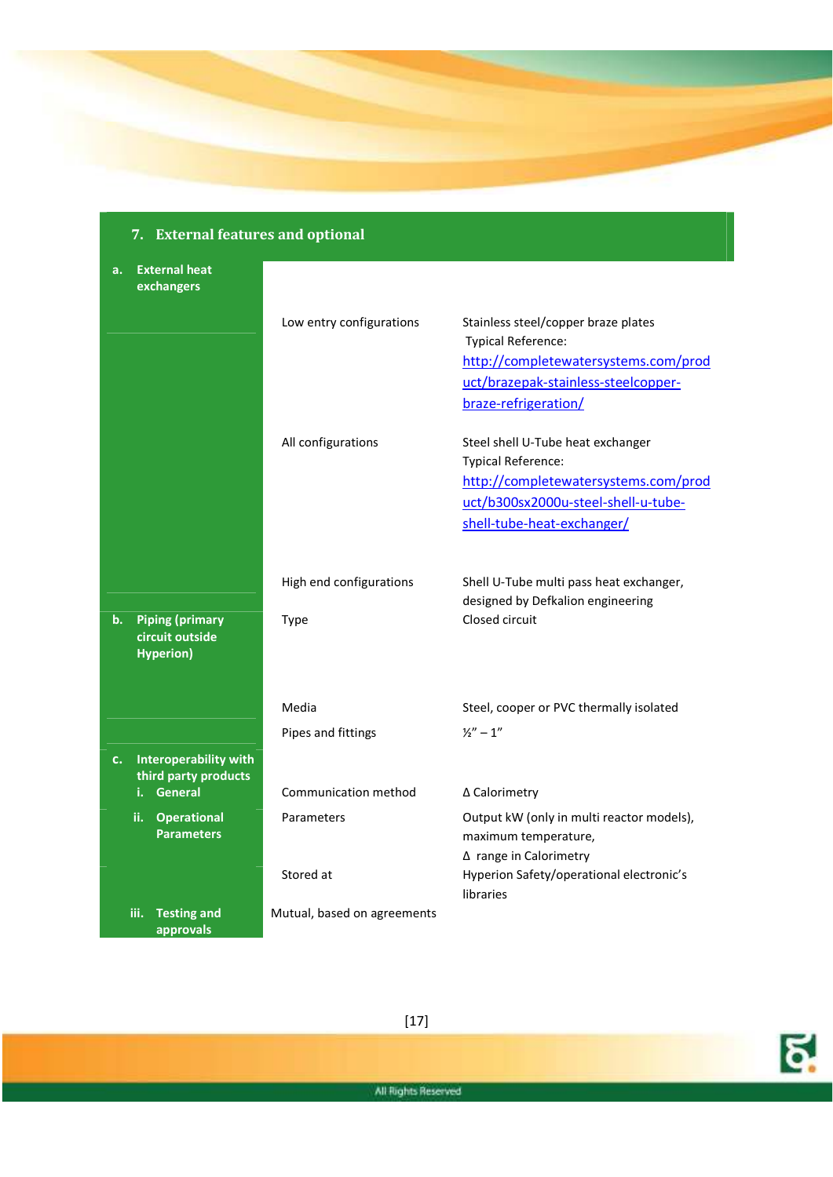## 7. External features and optional

| | | |
|---|---|---|
| **a. External heat exchangers** | | |
| | Low entry configurations | Stainless steel/copper braze plates<br>Typical Reference:<br>http://completewatersystems.com/product/brazepak-stainless-steelcopper-braze-refrigeration/ |
| | All configurations | Steel shell U-Tube heat exchanger<br>Typical Reference:<br>http://completewatersystems.com/product/b300sx2000u-steel-shell-u-tube-shell-tube-heat-exchanger/ |
| | High end configurations | Shell U-Tube multi pass heat exchanger, designed by Defkalion engineering |
| **b. Piping (primary circuit outside Hyperion)** | Type | Closed circuit |
| | Media | Steel, cooper or PVC thermally isolated |
| | Pipes and fittings | ½" – 1" |
| **c. Interoperability with third party products**<br>**i. General** | Communication method | Δ Calorimetry |
| **ii. Operational Parameters** | Parameters | Output kW (only in multi reactor models), maximum temperature,<br>Δ range in Calorimetry |
| | Stored at | Hyperion Safety/operational electronic's libraries |
| **iii. Testing and approvals** | Mutual, based on agreements | |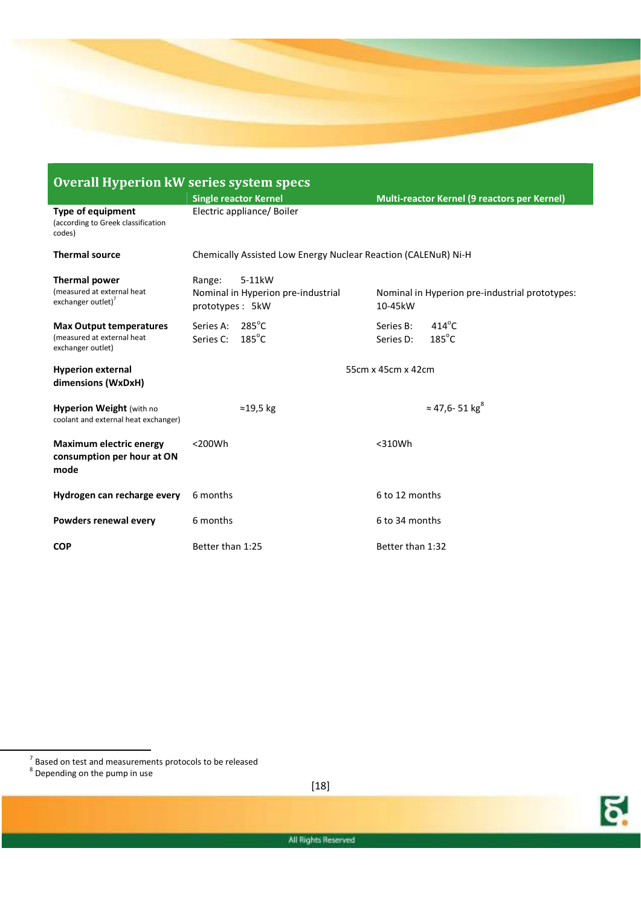## Overall Hyperion kW series system specs

| | Single reactor Kernel | Multi-reactor Kernel (9 reactors per Kernel) |
|---|---|---|
| **Type of equipment** (according to Greek classification codes) | Electric appliance/ Boiler | |
| **Thermal source** | Chemically Assisted Low Energy Nuclear Reaction (CALENuR) Ni-H | |
| **Thermal power** (measured at external heat exchanger outlet)[7] | Range: 5-11kW<br>Nominal in Hyperion pre-industrial prototypes : 5kW | Nominal in Hyperion pre-industrial prototypes: 10-45kW |
| **Max Output temperatures** (measured at external heat exchanger outlet) | Series A: 285°C<br>Series C: 185°C | Series B: 414°C<br>Series D: 185°C |
| **Hyperion external dimensions (WxDxH)** | 55cm x 45cm x 42cm | |
| **Hyperion Weight** (with no coolant and external heat exchanger) | ≈19,5 kg | ≈ 47,6- 51 kg[8] |
| **Maximum electric energy consumption per hour at ON mode** | <200Wh | <310Wh |
| **Hydrogen can recharge every** | 6 months | 6 to 12 months |
| **Powders renewal every** | 6 months | 6 to 34 months |
| **COP** | Better than 1:25 | Better than 1:32 |

[7] Based on test and measurements protocols to be released

[8] Depending on the pump in use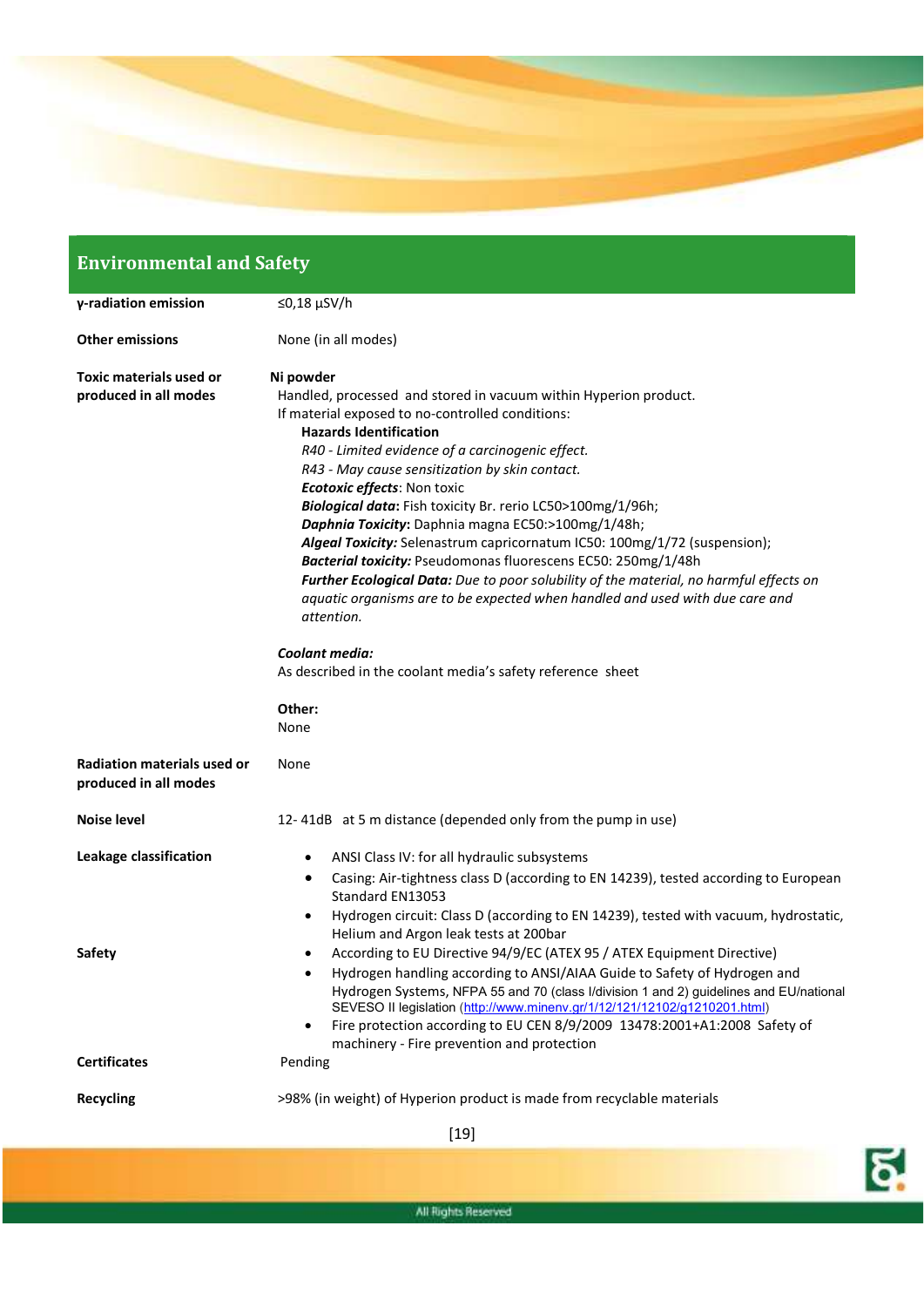## Environmental and Safety

| | |
|---|---|
| **γ-radiation emission** | ≤0,18 μSV/h |
| **Other emissions** | None (in all modes) |
| **Toxic materials used or produced in all modes** | **Ni powder**<br>Handled, processed and stored in vacuum within Hyperion product.<br>If material exposed to no-controlled conditions:<br>**Hazards Identification**<br>*R40 - Limited evidence of a carcinogenic effect.*<br>*R43 - May cause sensitization by skin contact.*<br>***Ecotoxic effects***: Non toxic<br>***Biological data*****:** Fish toxicity Br. rerio LC50>100mg/1/96h;<br>***Daphnia Toxicity*****:** Daphnia magna EC50:>100mg/1/48h;<br>***Algeal Toxicity:*** Selenastrum capricornatum IC50: 100mg/1/72 (suspension);<br>***Bacterial toxicity:*** Pseudomonas fluorescens EC50: 250mg/1/48h<br>***Further Ecological Data:*** *Due to poor solubility of the material, no harmful effects on aquatic organisms are to be expected when handled and used with due care and attention.*<br><br>***Coolant media:***<br>As described in the coolant media's safety reference sheet<br><br>**Other:**<br>None |
| **Radiation materials used or produced in all modes** | None |
| **Noise level** | 12- 41dB at 5 m distance (depended only from the pump in use) |
| **Leakage classification** | • ANSI Class IV: for all hydraulic subsystems<br>• Casing: Air-tightness class D (according to EN 14239), tested according to European Standard EN13053<br>• Hydrogen circuit: Class D (according to EN 14239), tested with vacuum, hydrostatic, Helium and Argon leak tests at 200bar |
| **Safety** | • According to EU Directive 94/9/EC (ATEX 95 / ATEX Equipment Directive)<br>• Hydrogen handling according to ANSI/AIAA Guide to Safety of Hydrogen and Hydrogen Systems, NFPA 55 and 70 (class I/division 1 and 2) guidelines and EU/national SEVESO II legislation (http://www.minenv.gr/1/12/121/12102/g1210201.html)<br>• Fire protection according to EU CEN 8/9/2009 13478:2001+A1:2008 Safety of machinery - Fire prevention and protection |
| **Certificates** | Pending |
| **Recycling** | >98% (in weight) of Hyperion product is made from recyclable materials |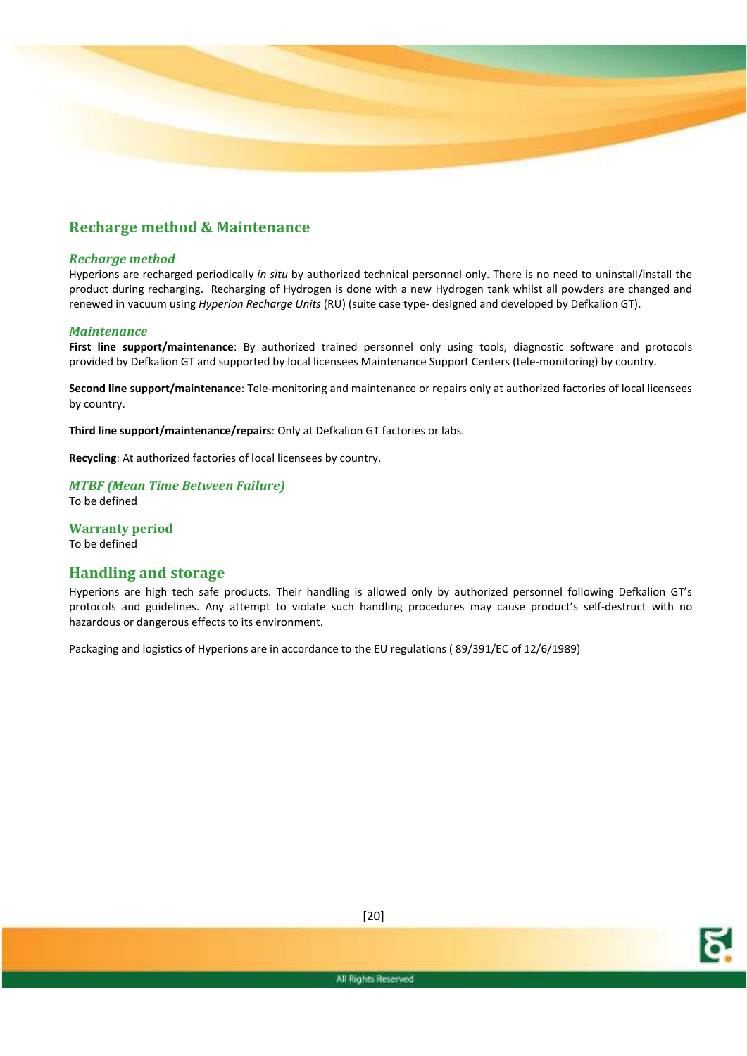## Recharge method & Maintenance

### *Recharge method*

Hyperions are recharged periodically *in situ* by authorized technical personnel only. There is no need to uninstall/install the product during recharging. Recharging of Hydrogen is done with a new Hydrogen tank whilst all powders are changed and renewed in vacuum using *Hyperion Recharge Units* (RU) (suite case type- designed and developed by Defkalion GT).

### *Maintenance*

**First line support/maintenance**: By authorized trained personnel only using tools, diagnostic software and protocols provided by Defkalion GT and supported by local licensees Maintenance Support Centers (tele-monitoring) by country.

**Second line support/maintenance**: Tele-monitoring and maintenance or repairs only at authorized factories of local licensees by country.

**Third line support/maintenance/repairs**: Only at Defkalion GT factories or labs.

**Recycling**: At authorized factories of local licensees by country.

### *MTBF (Mean Time Between Failure)*

To be defined

### Warranty period

To be defined

## Handling and storage

Hyperions are high tech safe products. Their handling is allowed only by authorized personnel following Defkalion GT's protocols and guidelines. Any attempt to violate such handling procedures may cause product's self-destruct with no hazardous or dangerous effects to its environment.

Packaging and logistics of Hyperions are in accordance to the EU regulations ( 89/391/EC of 12/6/1989)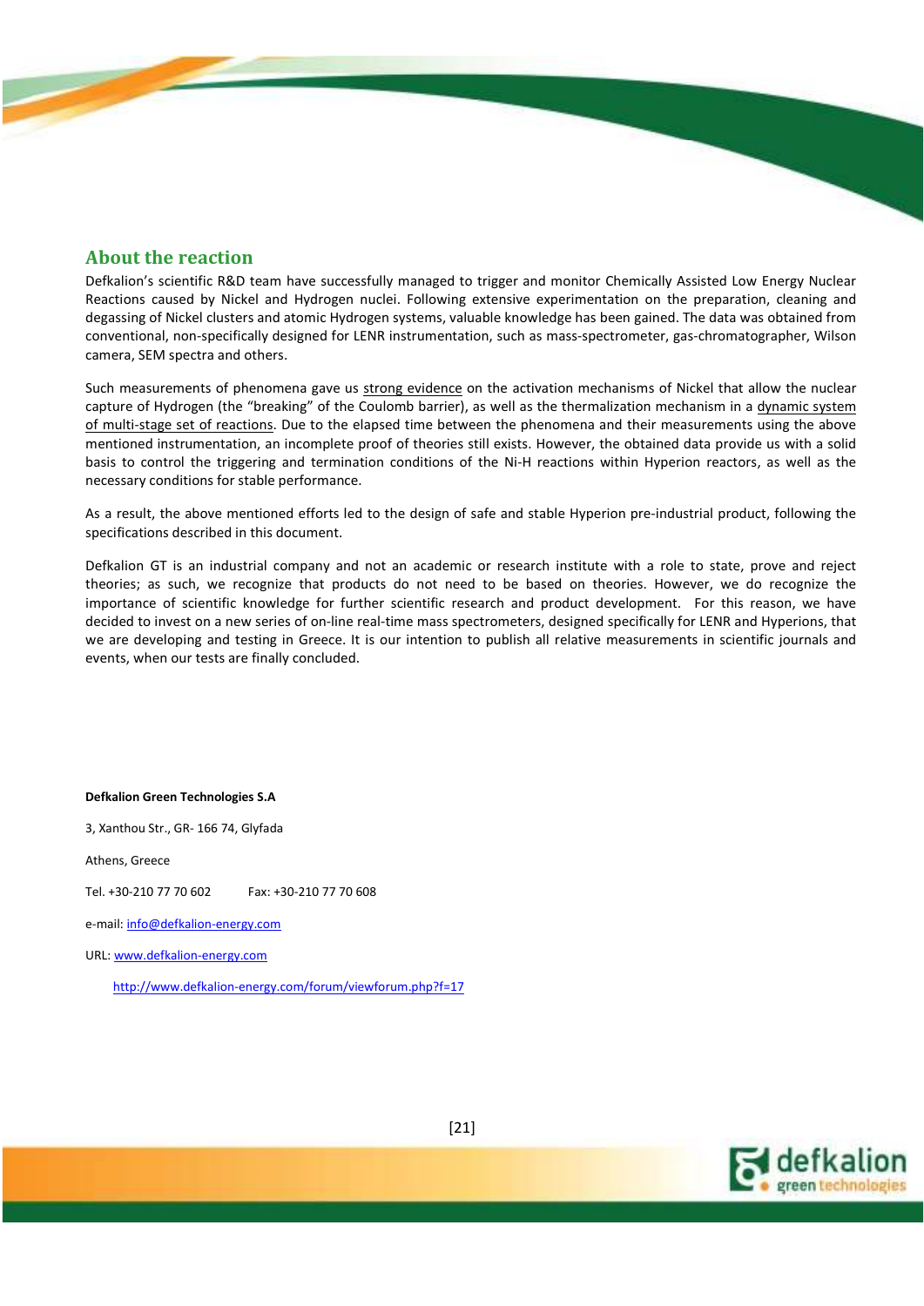## About the reaction

Defkalion's scientific R&D team have successfully managed to trigger and monitor Chemically Assisted Low Energy Nuclear Reactions caused by Nickel and Hydrogen nuclei. Following extensive experimentation on the preparation, cleaning and degassing of Nickel clusters and atomic Hydrogen systems, valuable knowledge has been gained. The data was obtained from conventional, non-specifically designed for LENR instrumentation, such as mass-spectrometer, gas-chromatographer, Wilson camera, SEM spectra and others.

Such measurements of phenomena gave us strong evidence on the activation mechanisms of Nickel that allow the nuclear capture of Hydrogen (the "breaking" of the Coulomb barrier), as well as the thermalization mechanism in a dynamic system of multi-stage set of reactions. Due to the elapsed time between the phenomena and their measurements using the above mentioned instrumentation, an incomplete proof of theories still exists. However, the obtained data provide us with a solid basis to control the triggering and termination conditions of the Ni-H reactions within Hyperion reactors, as well as the necessary conditions for stable performance.

As a result, the above mentioned efforts led to the design of safe and stable Hyperion pre-industrial product, following the specifications described in this document.

Defkalion GT is an industrial company and not an academic or research institute with a role to state, prove and reject theories; as such, we recognize that products do not need to be based on theories. However, we do recognize the importance of scientific knowledge for further scientific research and product development. For this reason, we have decided to invest on a new series of on-line real-time mass spectrometers, designed specifically for LENR and Hyperions, that we are developing and testing in Greece. It is our intention to publish all relative measurements in scientific journals and events, when our tests are finally concluded.

**Defkalion Green Technologies S.A**

3, Xanthou Str., GR- 166 74, Glyfada

Athens, Greece

Tel. +30-210 77 70 602 Fax: +30-210 77 70 608

e-mail: info@defkalion-energy.com

URL: www.defkalion-energy.com

http://www.defkalion-energy.com/forum/viewforum.php?f=17